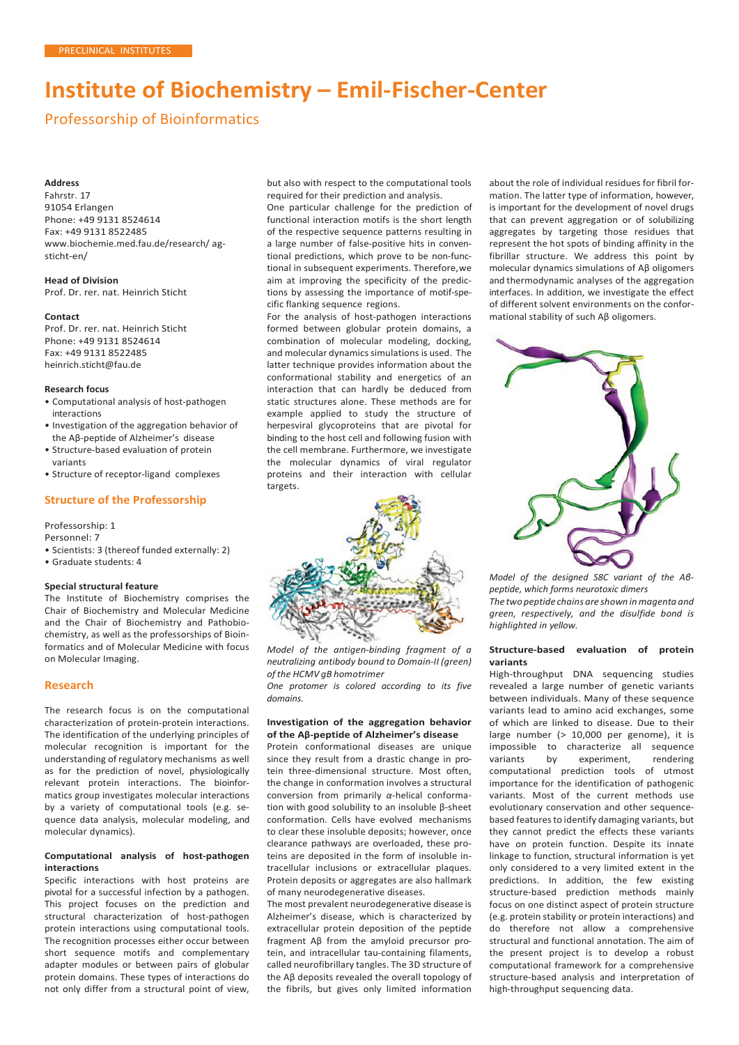PRECLINICAL INSTITUTES

# Institute of Biochemistry – Emil-Fischer-Center

## Professorship of Bioinformatics

**Address**
Fahrstr. 17
91054 Erlangen
Phone: +49 9131 8524614
Fax: +49 9131 8522485
www.biochemie.med.fau.de/research/ ag-sticht-en/

**Head of Division**
Prof. Dr. rer. nat. Heinrich Sticht

**Contact**
Prof. Dr. rer. nat. Heinrich Sticht
Phone: +49 9131 8524614
Fax: +49 9131 8522485
heinrich.sticht@fau.de

**Research focus**
- Computational analysis of host-pathogen interactions
- Investigation of the aggregation behavior of the Aβ-peptide of Alzheimer's disease
- Structure-based evaluation of protein variants
- Structure of receptor-ligand complexes

### Structure of the Professorship

Professorship: 1
Personnel: 7
- Scientists: 3 (thereof funded externally: 2)
- Graduate students: 4

**Special structural feature**
The Institute of Biochemistry comprises the Chair of Biochemistry and Molecular Medicine and the Chair of Biochemistry and Pathobiochemistry, as well as the professorships of Bioinformatics and of Molecular Medicine with focus on Molecular Imaging.

### Research

The research focus is on the computational characterization of protein-protein interactions. The identification of the underlying principles of molecular recognition is important for the understanding of regulatory mechanisms as well as for the prediction of novel, physiologically relevant protein interactions. The bioinformatics group investigates molecular interactions by a variety of computational tools (e.g. sequence data analysis, molecular modeling, and molecular dynamics).

**Computational analysis of host-pathogen interactions**
Specific interactions with host proteins are pivotal for a successful infection by a pathogen. This project focuses on the prediction and structural characterization of host-pathogen protein interactions using computational tools. The recognition processes either occur between short sequence motifs and complementary adapter modules or between pairs of globular protein domains. These types of interactions do not only differ from a structural point of view, but also with respect to the computational tools required for their prediction and analysis.
One particular challenge for the prediction of functional interaction motifs is the short length of the respective sequence patterns resulting in a large number of false-positive hits in conventional predictions, which prove to be non-functional in subsequent experiments. Therefore, we aim at improving the specificity of the predictions by assessing the importance of motif-specific flanking sequence regions.
For the analysis of host-pathogen interactions formed between globular protein domains, a combination of molecular modeling, docking, and molecular dynamics simulations is used. The latter technique provides information about the conformational stability and energetics of an interaction that can hardly be deduced from static structures alone. These methods are for example applied to study the structure of herpesviral glycoproteins that are pivotal for binding to the host cell and following fusion with the cell membrane. Furthermore, we investigate the molecular dynamics of viral regulator proteins and their interaction with cellular targets.

*Model of the antigen-binding fragment of a neutralizing antibody bound to Domain-II (green) of the HCMV gB homotrimer*
*One protomer is colored according to its five domains.*

**Investigation of the aggregation behavior of the Aβ-peptide of Alzheimer's disease**
Protein conformational diseases are unique since they result from a drastic change in protein three-dimensional structure. Most often, the change in conformation involves a structural conversion from primarily α-helical conformation with good solubility to an insoluble β-sheet conformation. Cells have evolved mechanisms to clear these insoluble deposits; however, once clearance pathways are overloaded, these proteins are deposited in the form of insoluble intracellular inclusions or extracellular plaques. Protein deposits or aggregates are also hallmark of many neurodegenerative diseases.
The most prevalent neurodegenerative disease is Alzheimer's disease, which is characterized by extracellular protein deposition of the peptide fragment Aβ from the amyloid precursor protein, and intracellular tau-containing filaments, called neurofibrillary tangles. The 3D structure of the Aβ deposits revealed the overall topology of the fibrils, but gives only limited information about the role of individual residues for fibril formation. The latter type of information, however, is important for the development of novel drugs that can prevent aggregation or of solubilizing aggregates by targeting those residues that represent the hot spots of binding affinity in the fibrillar structure. We address this point by molecular dynamics simulations of Aβ oligomers and thermodynamic analyses of the aggregation interfaces. In addition, we investigate the effect of different solvent environments on the conformational stability of such Aβ oligomers.

*Model of the designed S8C variant of the Aβ-peptide, which forms neurotoxic dimers*
*The two peptide chains are shown in magenta and green, respectively, and the disulfide bond is highlighted in yellow.*

**Structure-based evaluation of protein variants**
High-throughput DNA sequencing studies revealed a large number of genetic variants between individuals. Many of these sequence variants lead to amino acid exchanges, some of which are linked to disease. Due to their large number (> 10,000 per genome), it is impossible to characterize all sequence variants by experiment, rendering computational prediction tools of utmost importance for the identification of pathogenic variants. Most of the current methods use evolutionary conservation and other sequence-based features to identify damaging variants, but they cannot predict the effects these variants have on protein function. Despite its innate linkage to function, structural information is yet only considered to a very limited extent in the predictions. In addition, the few existing structure-based prediction methods mainly focus on one distinct aspect of protein structure (e.g. protein stability or protein interactions) and do therefore not allow a comprehensive structural and functional annotation. The aim of the present project is to develop a robust computational framework for a comprehensive structure-based analysis and interpretation of high-throughput sequencing data.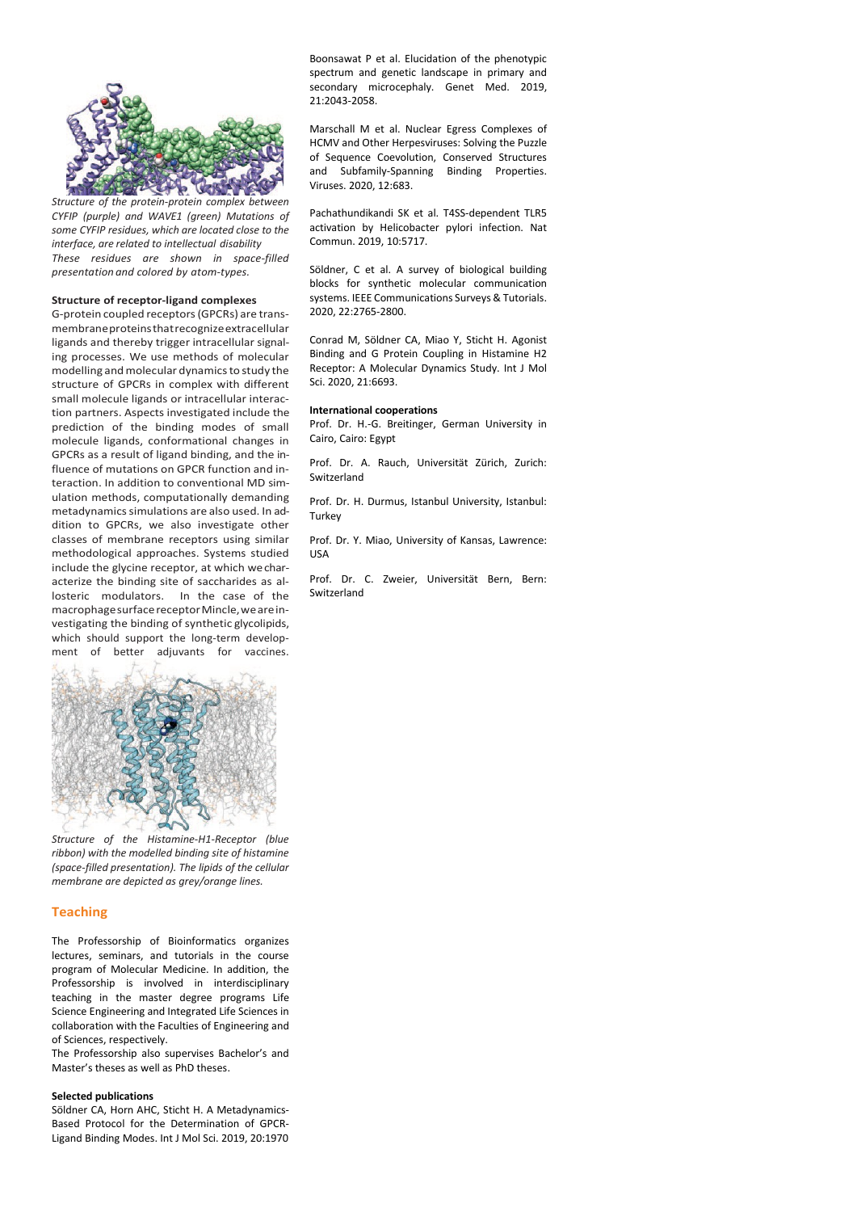*Structure of the protein-protein complex between CYFIP (purple) and WAVE1 (green) Mutations of some CYFIP residues, which are located close to the interface, are related to intellectual disability These residues are shown in space-filled presentation and colored by atom-types.*

**Structure of receptor-ligand complexes**

G-protein coupled receptors (GPCRs) are transmembrane proteins that recognize extracellular ligands and thereby trigger intracellular signaling processes. We use methods of molecular modelling and molecular dynamics to study the structure of GPCRs in complex with different small molecule ligands or intracellular interaction partners. Aspects investigated include the prediction of the binding modes of small molecule ligands, conformational changes in GPCRs as a result of ligand binding, and the influence of mutations on GPCR function and interaction. In addition to conventional MD simulation methods, computationally demanding metadynamics simulations are also used. In addition to GPCRs, we also investigate other classes of membrane receptors using similar methodological approaches. Systems studied include the glycine receptor, at which we characterize the binding site of saccharides as allosteric modulators. In the case of the macrophage surface receptor Mincle, we are investigating the binding of synthetic glycolipids, which should support the long-term development of better adjuvants for vaccines.

*Structure of the Histamine-H1-Receptor (blue ribbon) with the modelled binding site of histamine (space-filled presentation). The lipids of the cellular membrane are depicted as grey/orange lines.*

## Teaching

The Professorship of Bioinformatics organizes lectures, seminars, and tutorials in the course program of Molecular Medicine. In addition, the Professorship is involved in interdisciplinary teaching in the master degree programs Life Science Engineering and Integrated Life Sciences in collaboration with the Faculties of Engineering and of Sciences, respectively.

The Professorship also supervises Bachelor's and Master's theses as well as PhD theses.

**Selected publications**

Söldner CA, Horn AHC, Sticht H. A Metadynamics-Based Protocol for the Determination of GPCR-Ligand Binding Modes. Int J Mol Sci. 2019, 20:1970

Boonsawat P et al. Elucidation of the phenotypic spectrum and genetic landscape in primary and secondary microcephaly. Genet Med. 2019, 21:2043-2058.

Marschall M et al. Nuclear Egress Complexes of HCMV and Other Herpesviruses: Solving the Puzzle of Sequence Coevolution, Conserved Structures and Subfamily-Spanning Binding Properties. Viruses. 2020, 12:683.

Pachathundikandi SK et al. T4SS-dependent TLR5 activation by Helicobacter pylori infection. Nat Commun. 2019, 10:5717.

Söldner, C et al. A survey of biological building blocks for synthetic molecular communication systems. IEEE Communications Surveys & Tutorials. 2020, 22:2765-2800.

Conrad M, Söldner CA, Miao Y, Sticht H. Agonist Binding and G Protein Coupling in Histamine H2 Receptor: A Molecular Dynamics Study. Int J Mol Sci. 2020, 21:6693.

**International cooperations**

Prof. Dr. H.-G. Breitinger, German University in Cairo, Cairo: Egypt

Prof. Dr. A. Rauch, Universität Zürich, Zurich: Switzerland

Prof. Dr. H. Durmus, Istanbul University, Istanbul: Turkey

Prof. Dr. Y. Miao, University of Kansas, Lawrence: USA

Prof. Dr. C. Zweier, Universität Bern, Bern: Switzerland